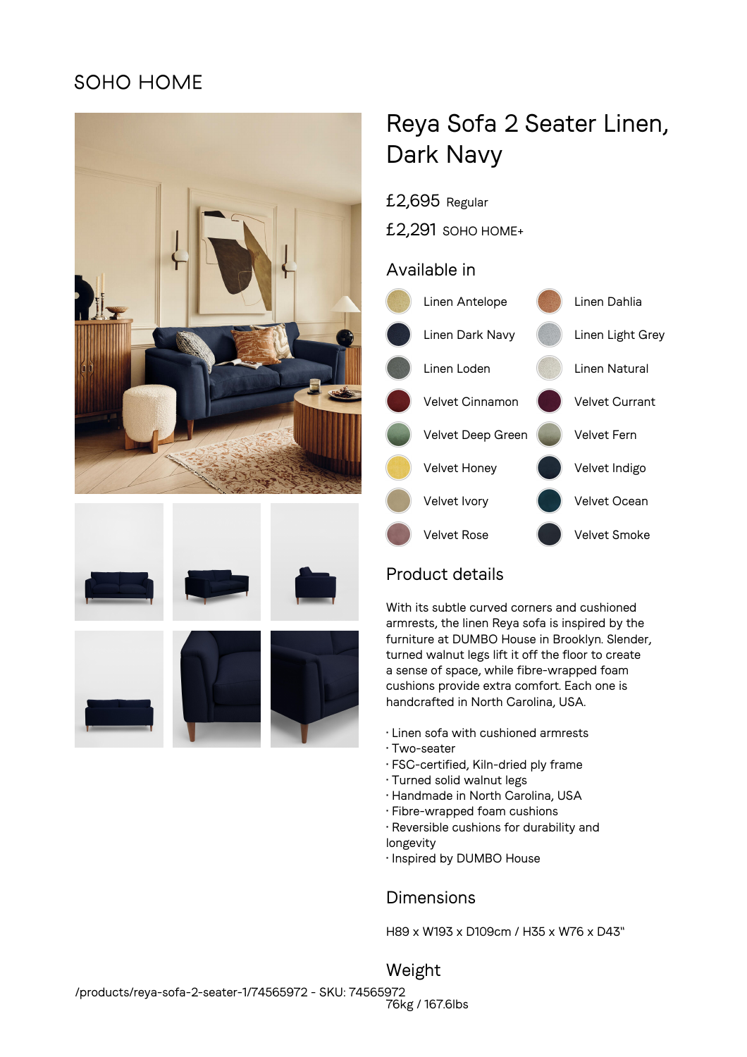SOHO HOME

# Reya Sofa 2 Seater Linen, Dark Navy

£2,695 Regular

£2,291 SOHO HOME+

## Available in

- Linen Antelope
- Linen Dahlia
- Linen Dark Navy
- Linen Light Grey
- Linen Loden
- Linen Natural
- Velvet Cinnamon
- Velvet Currant
- Velvet Deep Green
- Velvet Fern
- Velvet Honey
- Velvet Indigo
- Velvet Ivory
- Velvet Ocean
- Velvet Rose
- Velvet Smoke

## Product details

With its subtle curved corners and cushioned armrests, the linen Reya sofa is inspired by the furniture at DUMBO House in Brooklyn. Slender, turned walnut legs lift it off the floor to create a sense of space, while fibre-wrapped foam cushions provide extra comfort. Each one is handcrafted in North Carolina, USA.

· Linen sofa with cushioned armrests
· Two-seater
· FSC-certified, Kiln-dried ply frame
· Turned solid walnut legs
· Handmade in North Carolina, USA
· Fibre-wrapped foam cushions
· Reversible cushions for durability and longevity
· Inspired by DUMBO House

## Dimensions

H89 x W193 x D109cm / H35 x W76 x D43"

## Weight

76kg / 167.6lbs

/products/reya-sofa-2-seater-1/74565972 - SKU: 74565972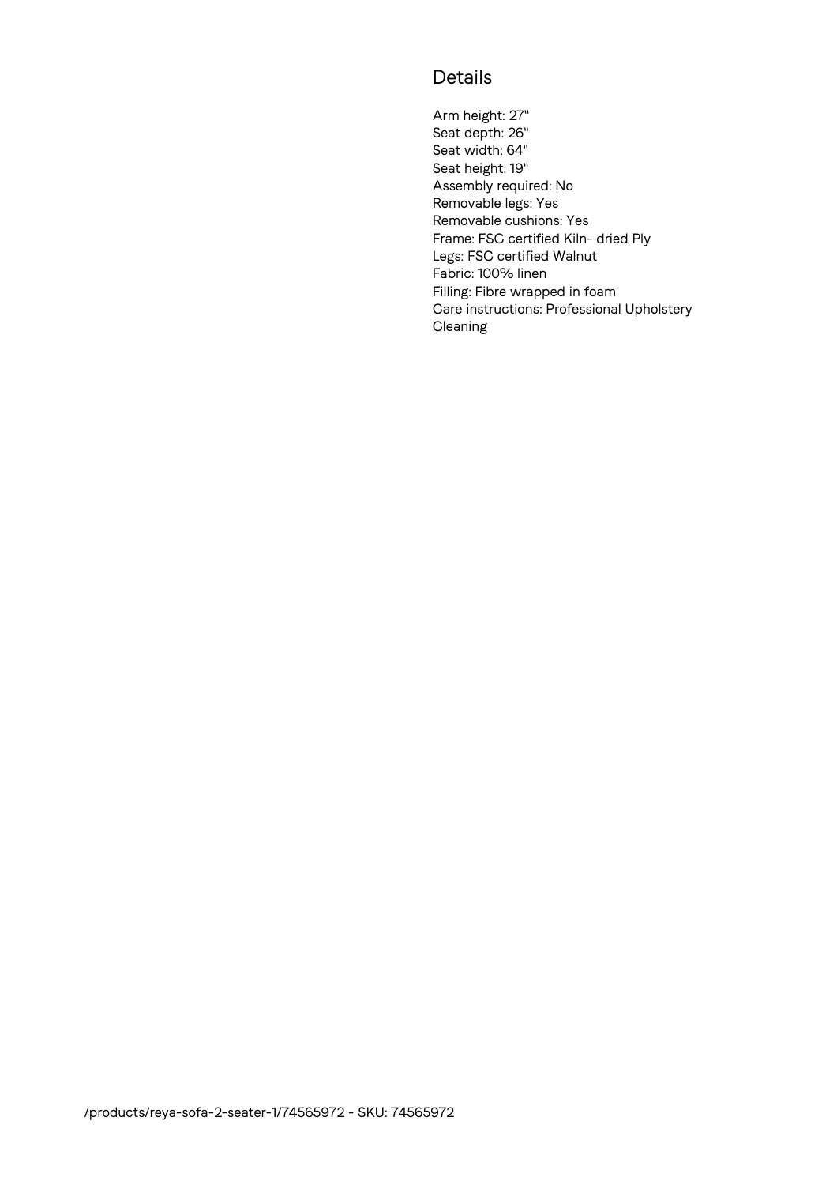## Details

Arm height: 27"
Seat depth: 26"
Seat width: 64"
Seat height: 19"
Assembly required: No
Removable legs: Yes
Removable cushions: Yes
Frame: FSC certified Kiln- dried Ply
Legs: FSC certified Walnut
Fabric: 100% linen
Filling: Fibre wrapped in foam
Care instructions: Professional Upholstery Cleaning

/products/reya-sofa-2-seater-1/74565972 - SKU: 74565972